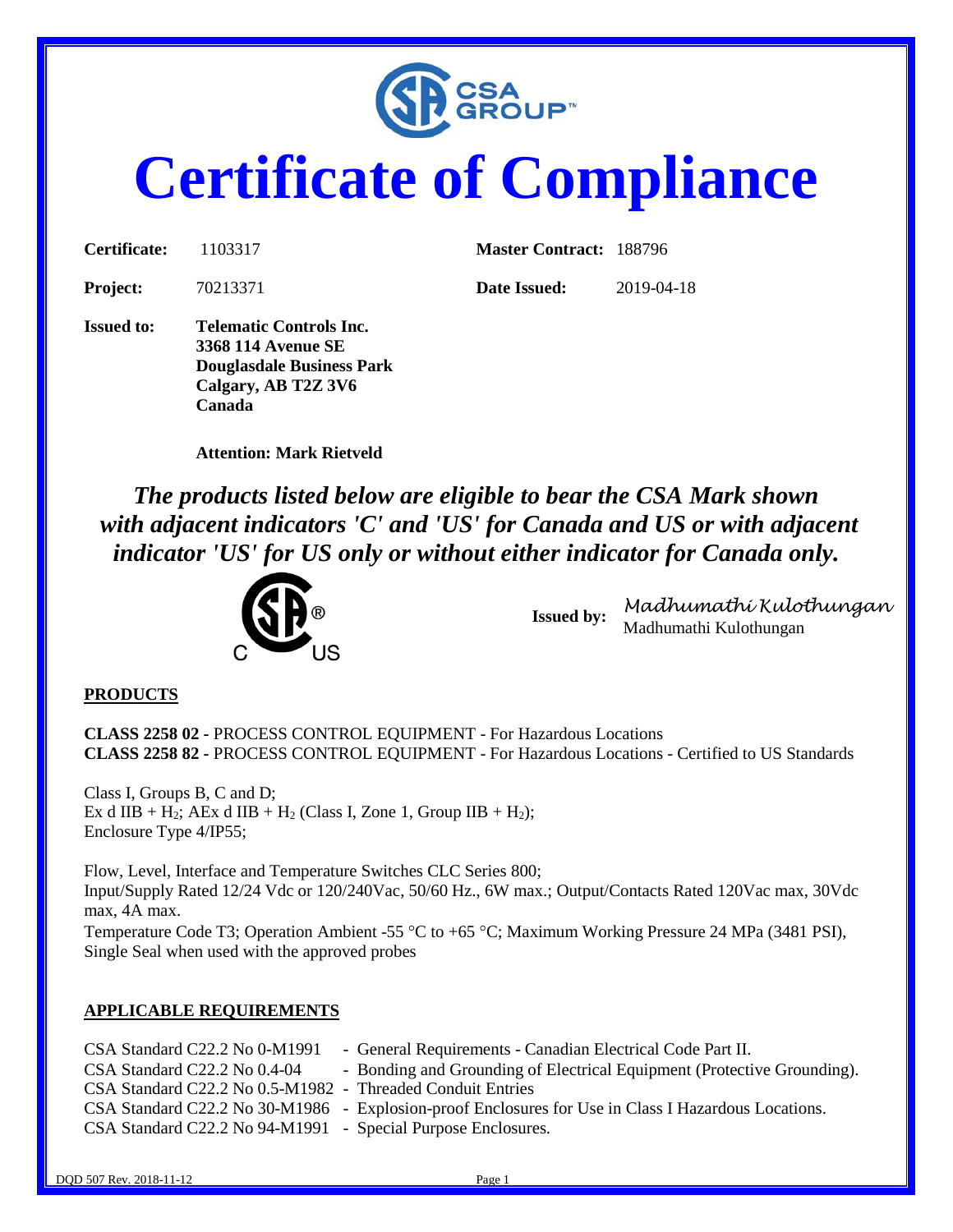# Certificate of Compliance

| | | | |
|---|---|---|---|
| **Certificate:** | 1103317 | **Master Contract:** | 188796 |
| **Project:** | 70213371 | **Date Issued:** | 2019-04-18 |

**Issued to:** **Telematic Controls Inc.**
**3368 114 Avenue SE**
**Douglasdale Business Park**
**Calgary, AB T2Z 3V6**
**Canada**

**Attention: Mark Rietveld**

***The products listed below are eligible to bear the CSA Mark shown with adjacent indicators 'C' and 'US' for Canada and US or with adjacent indicator 'US' for US only or without either indicator for Canada only.***

**Issued by:** *Madhumathi Kulothungan*
Madhumathi Kulothungan

## PRODUCTS

**CLASS 2258 02 -** PROCESS CONTROL EQUIPMENT - For Hazardous Locations
**CLASS 2258 82 -** PROCESS CONTROL EQUIPMENT - For Hazardous Locations - Certified to US Standards

Class I, Groups B, C and D;
Ex d IIB + $H_2$; AEx d IIB + $H_2$ (Class I, Zone 1, Group IIB + $H_2$);
Enclosure Type 4/IP55;

Flow, Level, Interface and Temperature Switches CLC Series 800;
Input/Supply Rated 12/24 Vdc or 120/240Vac, 50/60 Hz., 6W max.; Output/Contacts Rated 120Vac max, 30Vdc max, 4A max.
Temperature Code T3; Operation Ambient -55 °C to +65 °C; Maximum Working Pressure 24 MPa (3481 PSI), Single Seal when used with the approved probes

## APPLICABLE REQUIREMENTS

| | |
|---|---|
| CSA Standard C22.2 No 0-M1991 | - General Requirements - Canadian Electrical Code Part II. |
| CSA Standard C22.2 No 0.4-04 | - Bonding and Grounding of Electrical Equipment (Protective Grounding). |
| CSA Standard C22.2 No 0.5-M1982 | - Threaded Conduit Entries |
| CSA Standard C22.2 No 30-M1986 | - Explosion-proof Enclosures for Use in Class I Hazardous Locations. |
| CSA Standard C22.2 No 94-M1991 | - Special Purpose Enclosures. |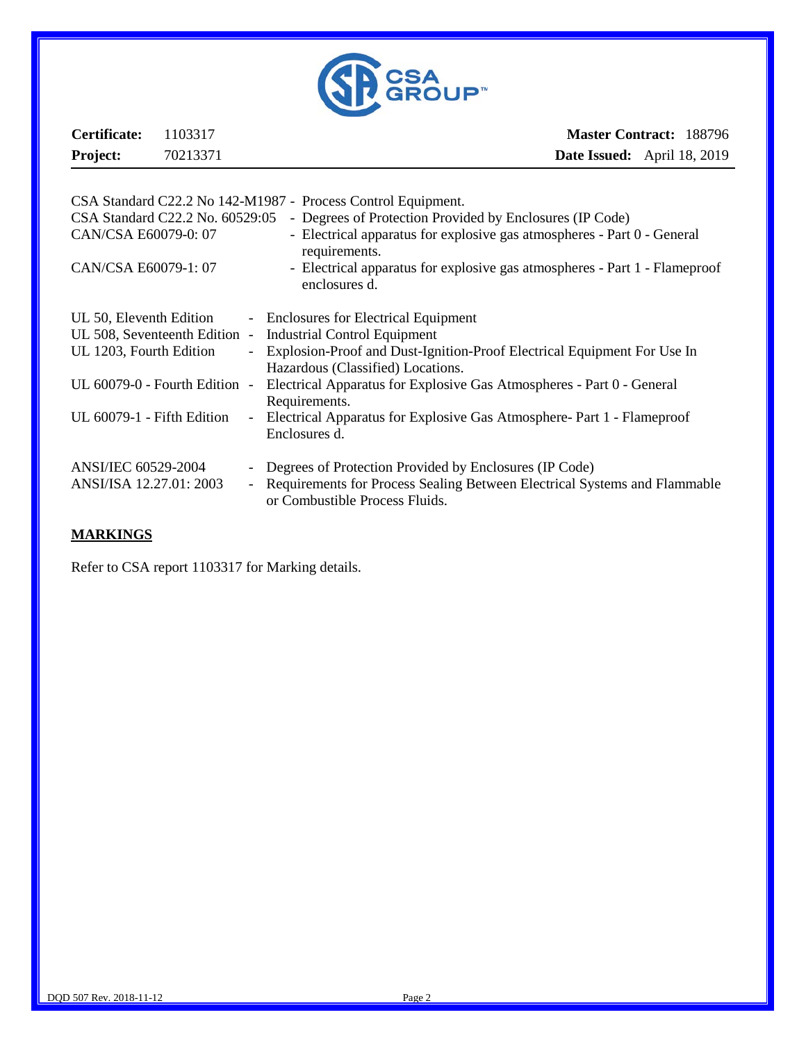**Certificate:** 1103317 **Master Contract:** 188796
**Project:** 70213371 **Date Issued:** April 18, 2019

| | |
|---|---|
| CSA Standard C22.2 No 142-M1987 | - Process Control Equipment. |
| CSA Standard C22.2 No. 60529:05 | - Degrees of Protection Provided by Enclosures (IP Code) |
| CAN/CSA E60079-0: 07 | - Electrical apparatus for explosive gas atmospheres - Part 0 - General requirements. |
| CAN/CSA E60079-1: 07 | - Electrical apparatus for explosive gas atmospheres - Part 1 - Flameproof enclosures d. |

| | |
|---|---|
| UL 50, Eleventh Edition | - Enclosures for Electrical Equipment |
| UL 508, Seventeenth Edition | - Industrial Control Equipment |
| UL 1203, Fourth Edition | - Explosion-Proof and Dust-Ignition-Proof Electrical Equipment For Use In Hazardous (Classified) Locations. |
| UL 60079-0 - Fourth Edition | - Electrical Apparatus for Explosive Gas Atmospheres - Part 0 - General Requirements. |
| UL 60079-1 - Fifth Edition | - Electrical Apparatus for Explosive Gas Atmosphere- Part 1 - Flameproof Enclosures d. |

| | |
|---|---|
| ANSI/IEC 60529-2004 | - Degrees of Protection Provided by Enclosures (IP Code) |
| ANSI/ISA 12.27.01: 2003 | - Requirements for Process Sealing Between Electrical Systems and Flammable or Combustible Process Fluids. |

## MARKINGS

Refer to CSA report 1103317 for Marking details.

DQD 507 Rev. 2018-11-12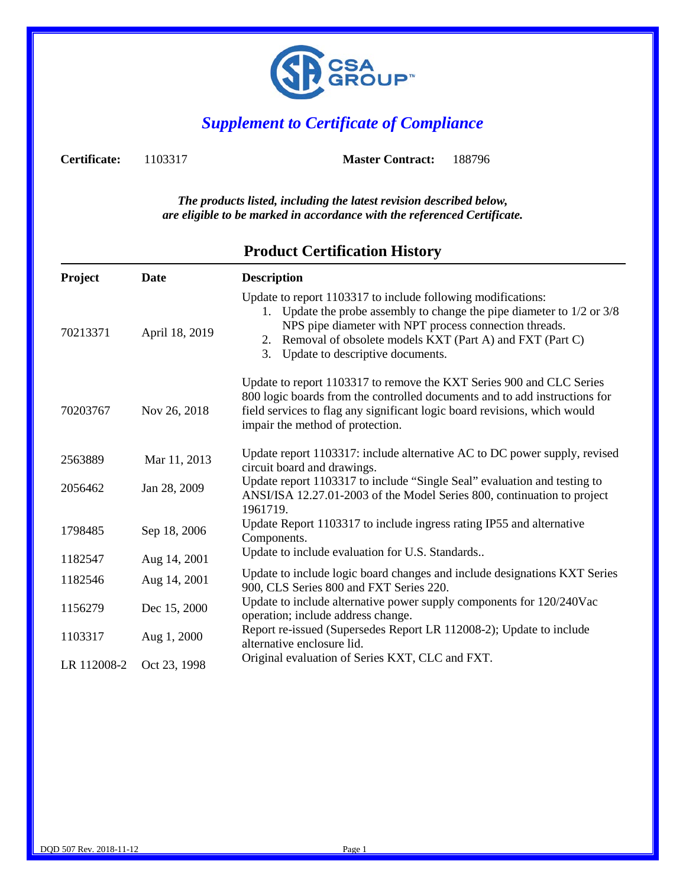CSA GROUP™

# *Supplement to Certificate of Compliance*

**Certificate:** 1103317 **Master Contract:** 188796

***The products listed, including the latest revision described below, are eligible to be marked in accordance with the referenced Certificate.***

## Product Certification History

| Project | Date | Description |
|---|---|---|
| 70213371 | April 18, 2019 | Update to report 1103317 to include following modifications: 1. Update the probe assembly to change the pipe diameter to 1/2 or 3/8 NPS pipe diameter with NPT process connection threads. 2. Removal of obsolete models KXT (Part A) and FXT (Part C) 3. Update to descriptive documents. |
| 70203767 | Nov 26, 2018 | Update to report 1103317 to remove the KXT Series 900 and CLC Series 800 logic boards from the controlled documents and to add instructions for field services to flag any significant logic board revisions, which would impair the method of protection. |
| 2563889 | Mar 11, 2013 | Update report 1103317: include alternative AC to DC power supply, revised circuit board and drawings. |
| 2056462 | Jan 28, 2009 | Update report 1103317 to include "Single Seal" evaluation and testing to ANSI/ISA 12.27.01-2003 of the Model Series 800, continuation to project 1961719. |
| 1798485 | Sep 18, 2006 | Update Report 1103317 to include ingress rating IP55 and alternative Components. |
| 1182547 | Aug 14, 2001 | Update to include evaluation for U.S. Standards.. |
| 1182546 | Aug 14, 2001 | Update to include logic board changes and include designations KXT Series 900, CLS Series 800 and FXT Series 220. |
| 1156279 | Dec 15, 2000 | Update to include alternative power supply components for 120/240Vac operation; include address change. |
| 1103317 | Aug 1, 2000 | Report re-issued (Supersedes Report LR 112008-2); Update to include alternative enclosure lid. |
| LR 112008-2 | Oct 23, 1998 | Original evaluation of Series KXT, CLC and FXT. |

DQD 507 Rev. 2018-11-12